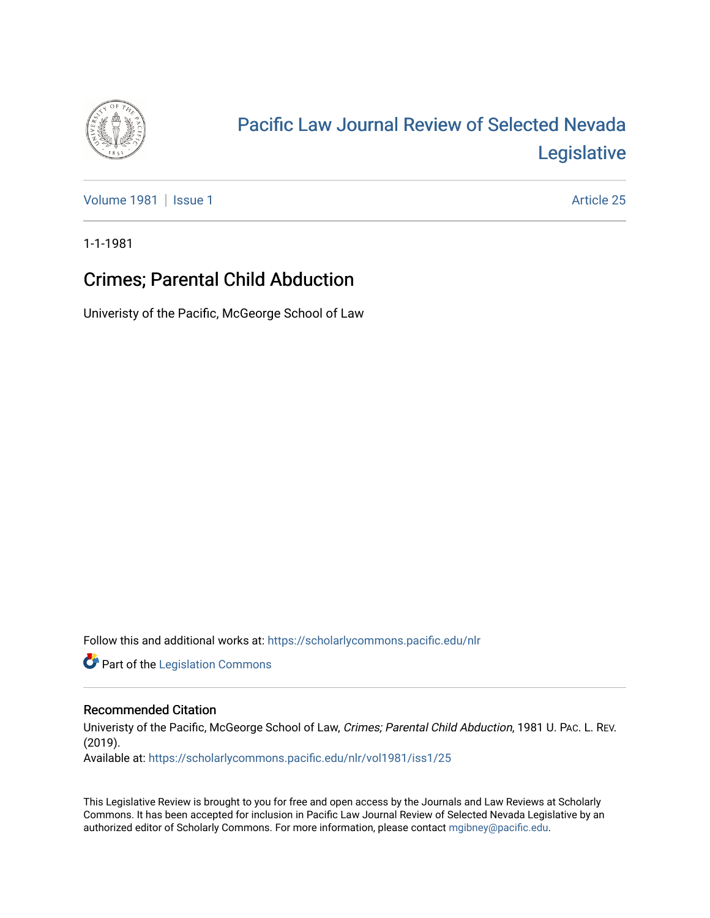# Pacific Law Journal Review of Selected Nevada Legislative

Volume 1981 | Issue 1 Article 25

1-1-1981

## Crimes; Parental Child Abduction

Univeristy of the Pacific, McGeorge School of Law

Follow this and additional works at: https://scholarlycommons.pacific.edu/nlr

Part of the Legislation Commons

### Recommended Citation

Univeristy of the Pacific, McGeorge School of Law, *Crimes; Parental Child Abduction*, 1981 U. PAC. L. REV. (2019).
Available at: https://scholarlycommons.pacific.edu/nlr/vol1981/iss1/25

This Legislative Review is brought to you for free and open access by the Journals and Law Reviews at Scholarly Commons. It has been accepted for inclusion in Pacific Law Journal Review of Selected Nevada Legislative by an authorized editor of Scholarly Commons. For more information, please contact mgibney@pacific.edu.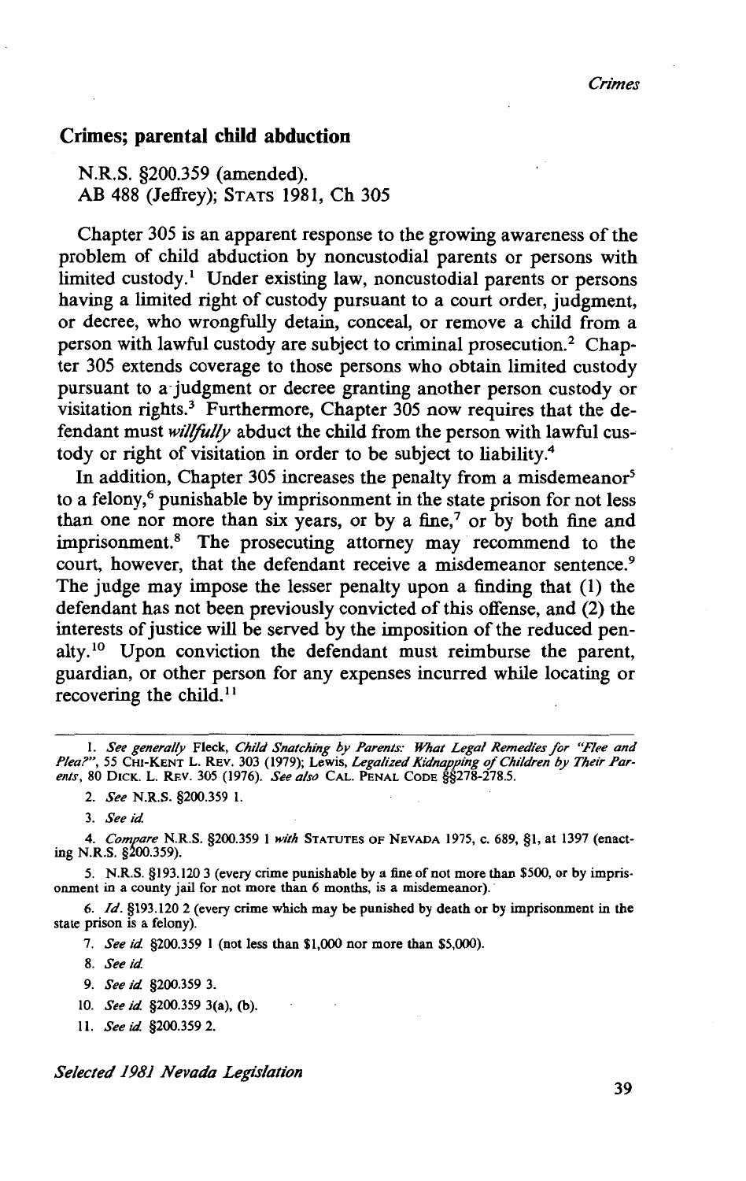## Crimes; parental child abduction

N.R.S. §200.359 (amended).
AB 488 (Jeffrey); STATS 1981, Ch 305

Chapter 305 is an apparent response to the growing awareness of the problem of child abduction by noncustodial parents or persons with limited custody.[1] Under existing law, noncustodial parents or persons having a limited right of custody pursuant to a court order, judgment, or decree, who wrongfully detain, conceal, or remove a child from a person with lawful custody are subject to criminal prosecution.[2] Chapter 305 extends coverage to those persons who obtain limited custody pursuant to a judgment or decree granting another person custody or visitation rights.[3] Furthermore, Chapter 305 now requires that the defendant must *willfully* abduct the child from the person with lawful custody or right of visitation in order to be subject to liability.[4]

In addition, Chapter 305 increases the penalty from a misdemeanor[5] to a felony,[6] punishable by imprisonment in the state prison for not less than one nor more than six years, or by a fine,[7] or by both fine and imprisonment.[8] The prosecuting attorney may recommend to the court, however, that the defendant receive a misdemeanor sentence.[9] The judge may impose the lesser penalty upon a finding that (1) the defendant has not been previously convicted of this offense, and (2) the interests of justice will be served by the imposition of the reduced penalty.[10] Upon conviction the defendant must reimburse the parent, guardian, or other person for any expenses incurred while locating or recovering the child.[11]

---

1. *See generally* Fleck, *Child Snatching by Parents: What Legal Remedies for "Flee and Plea?"*, 55 CHI-KENT L. REV. 303 (1979); Lewis, *Legalized Kidnapping of Children by Their Parents*, 80 DICK. L. REV. 305 (1976). *See also* CAL. PENAL CODE §§278-278.5.

2. *See* N.R.S. §200.359 1.

3. *See id.*

4. *Compare* N.R.S. §200.359 1 *with* STATUTES OF NEVADA 1975, c. 689, §1, at 1397 (enacting N.R.S. §200.359).

5. N.R.S. §193.120 3 (every crime punishable by a fine of not more than $500, or by imprisonment in a county jail for not more than 6 months, is a misdemeanor).

6. *Id.* §193.120 2 (every crime which may be punished by death or by imprisonment in the state prison is a felony).

7. *See id.* §200.359 1 (not less than $1,000 nor more than $5,000).

8. *See id.*

9. *See id.* §200.359 3.

10. *See id.* §200.359 3(a), (b).

11. *See id.* §200.359 2.